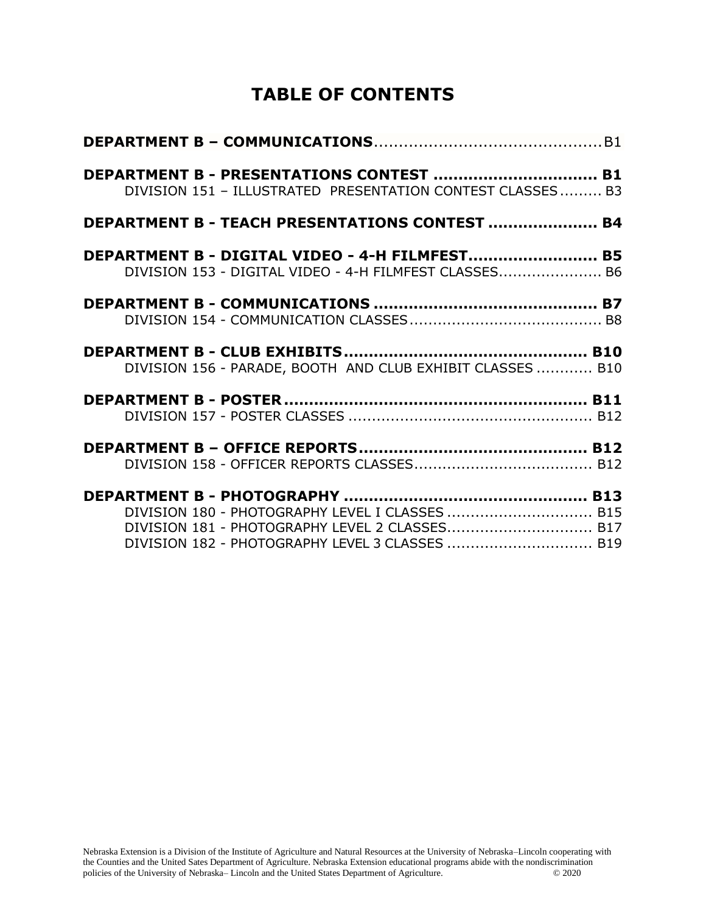# TABLE OF CONTENTS

**DEPARTMENT B – COMMUNICATIONS**............................................B1

**DEPARTMENT B - PRESENTATIONS CONTEST ............................... B1**
DIVISION 151 – ILLUSTRATED PRESENTATION CONTEST CLASSES......... B3

**DEPARTMENT B - TEACH PRESENTATIONS CONTEST ..................... B4**

**DEPARTMENT B - DIGITAL VIDEO - 4-H FILMFEST......................... B5**
DIVISION 153 - DIGITAL VIDEO - 4-H FILMFEST CLASSES...................... B6

**DEPARTMENT B - COMMUNICATIONS ............................................ B7**
DIVISION 154 - COMMUNICATION CLASSES......................................... B8

**DEPARTMENT B - CLUB EXHIBITS............................................... B10**
DIVISION 156 - PARADE, BOOTH AND CLUB EXHIBIT CLASSES ........... B10

**DEPARTMENT B - POSTER........................................................... B11**
DIVISION 157 - POSTER CLASSES .................................................... B12

**DEPARTMENT B – OFFICE REPORTS............................................ B12**
DIVISION 158 - OFFICER REPORTS CLASSES...................................... B12

**DEPARTMENT B - PHOTOGRAPHY ............................................... B13**
DIVISION 180 - PHOTOGRAPHY LEVEL I CLASSES ............................... B15
DIVISION 181 - PHOTOGRAPHY LEVEL 2 CLASSES............................... B17
DIVISION 182 - PHOTOGRAPHY LEVEL 3 CLASSES ............................... B19

Nebraska Extension is a Division of the Institute of Agriculture and Natural Resources at the University of Nebraska–Lincoln cooperating with the Counties and the United Sates Department of Agriculture. Nebraska Extension educational programs abide with the nondiscrimination policies of the University of Nebraska– Lincoln and the United States Department of Agriculture. © 2020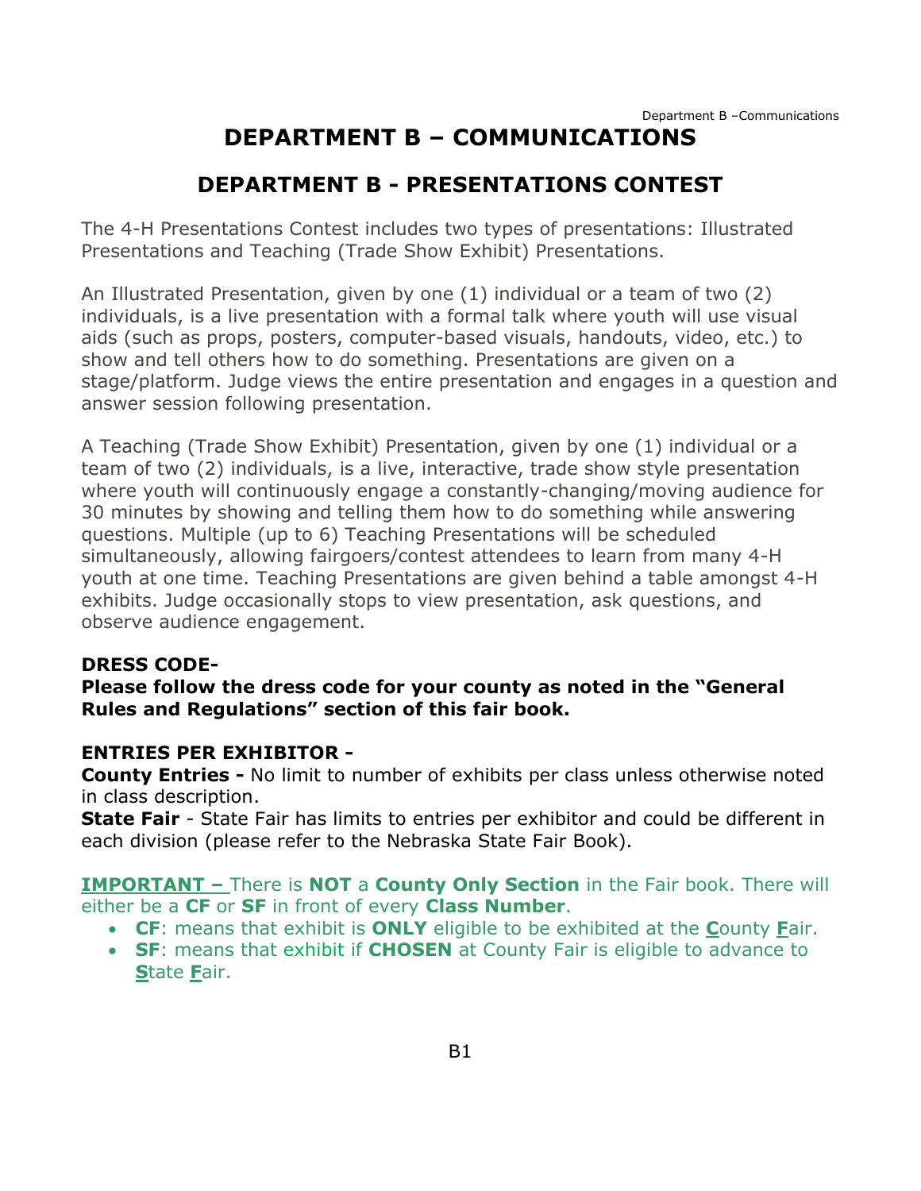# DEPARTMENT B – COMMUNICATIONS

## DEPARTMENT B - PRESENTATIONS CONTEST

The 4-H Presentations Contest includes two types of presentations: Illustrated Presentations and Teaching (Trade Show Exhibit) Presentations.

An Illustrated Presentation, given by one (1) individual or a team of two (2) individuals, is a live presentation with a formal talk where youth will use visual aids (such as props, posters, computer-based visuals, handouts, video, etc.) to show and tell others how to do something. Presentations are given on a stage/platform. Judge views the entire presentation and engages in a question and answer session following presentation.

A Teaching (Trade Show Exhibit) Presentation, given by one (1) individual or a team of two (2) individuals, is a live, interactive, trade show style presentation where youth will continuously engage a constantly-changing/moving audience for 30 minutes by showing and telling them how to do something while answering questions. Multiple (up to 6) Teaching Presentations will be scheduled simultaneously, allowing fairgoers/contest attendees to learn from many 4-H youth at one time. Teaching Presentations are given behind a table amongst 4-H exhibits. Judge occasionally stops to view presentation, ask questions, and observe audience engagement.

**DRESS CODE-**
**Please follow the dress code for your county as noted in the "General Rules and Regulations" section of this fair book.**

**ENTRIES PER EXHIBITOR -**
**County Entries -** No limit to number of exhibits per class unless otherwise noted in class description.
**State Fair** - State Fair has limits to entries per exhibitor and could be different in each division (please refer to the Nebraska State Fair Book).

**IMPORTANT –** There is **NOT** a **County Only Section** in the Fair book. There will either be a **CF** or **SF** in front of every **Class Number**.

- **CF**: means that exhibit is **ONLY** eligible to be exhibited at the **C**ounty **F**air.
- **SF**: means that exhibit if **CHOSEN** at County Fair is eligible to advance to **S**tate **F**air.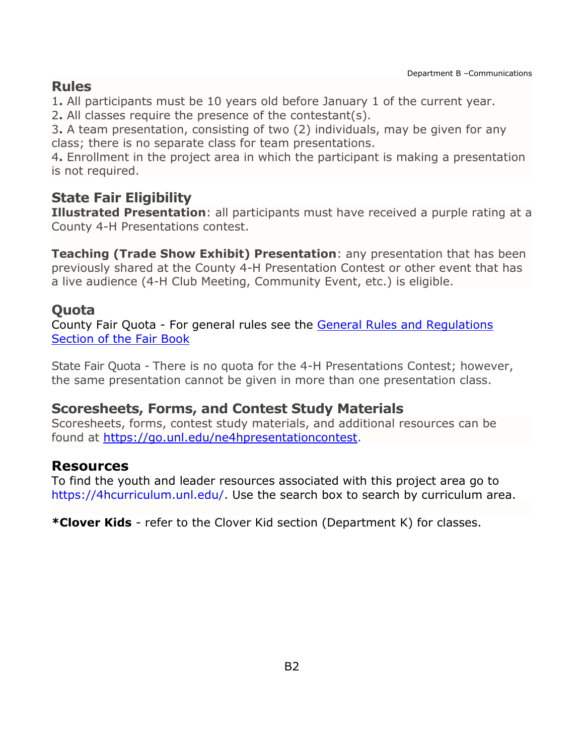## Rules

1. All participants must be 10 years old before January 1 of the current year.
2. All classes require the presence of the contestant(s).
3. A team presentation, consisting of two (2) individuals, may be given for any class; there is no separate class for team presentations.
4. Enrollment in the project area in which the participant is making a presentation is not required.

## State Fair Eligibility

**Illustrated Presentation**: all participants must have received a purple rating at a County 4-H Presentations contest.

**Teaching (Trade Show Exhibit) Presentation**: any presentation that has been previously shared at the County 4-H Presentation Contest or other event that has a live audience (4-H Club Meeting, Community Event, etc.) is eligible.

## Quota

County Fair Quota - For general rules see the [General Rules and Regulations Section of the Fair Book]

State Fair Quota - There is no quota for the 4-H Presentations Contest; however, the same presentation cannot be given in more than one presentation class.

## Scoresheets, Forms, and Contest Study Materials

Scoresheets, forms, contest study materials, and additional resources can be found at https://go.unl.edu/ne4hpresentationcontest.

## Resources

To find the youth and leader resources associated with this project area go to https://4hcurriculum.unl.edu/. Use the search box to search by curriculum area.

***Clover Kids** - refer to the Clover Kid section (Department K) for classes.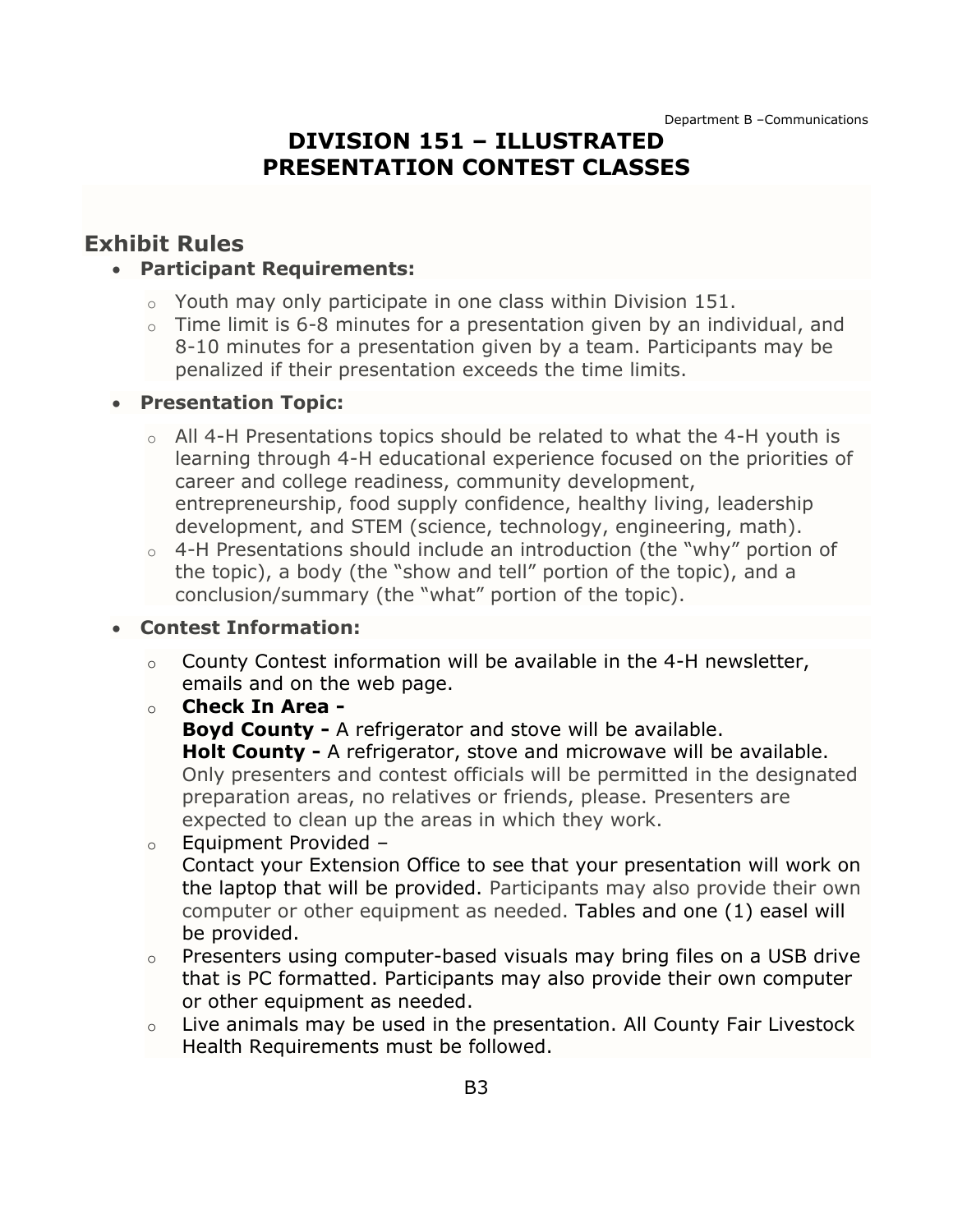# DIVISION 151 – ILLUSTRATED PRESENTATION CONTEST CLASSES

## Exhibit Rules

- **Participant Requirements:**
  - Youth may only participate in one class within Division 151.
  - Time limit is 6-8 minutes for a presentation given by an individual, and 8-10 minutes for a presentation given by a team. Participants may be penalized if their presentation exceeds the time limits.
- **Presentation Topic:**
  - All 4-H Presentations topics should be related to what the 4-H youth is learning through 4-H educational experience focused on the priorities of career and college readiness, community development, entrepreneurship, food supply confidence, healthy living, leadership development, and STEM (science, technology, engineering, math).
  - 4-H Presentations should include an introduction (the "why" portion of the topic), a body (the "show and tell" portion of the topic), and a conclusion/summary (the "what" portion of the topic).
- **Contest Information:**
  - County Contest information will be available in the 4-H newsletter, emails and on the web page.
  - **Check In Area -**
    **Boyd County -** A refrigerator and stove will be available.
    **Holt County -** A refrigerator, stove and microwave will be available.
    Only presenters and contest officials will be permitted in the designated preparation areas, no relatives or friends, please. Presenters are expected to clean up the areas in which they work.
  - Equipment Provided –
    Contact your Extension Office to see that your presentation will work on the laptop that will be provided. Participants may also provide their own computer or other equipment as needed. Tables and one (1) easel will be provided.
  - Presenters using computer-based visuals may bring files on a USB drive that is PC formatted. Participants may also provide their own computer or other equipment as needed.
  - Live animals may be used in the presentation. All County Fair Livestock Health Requirements must be followed.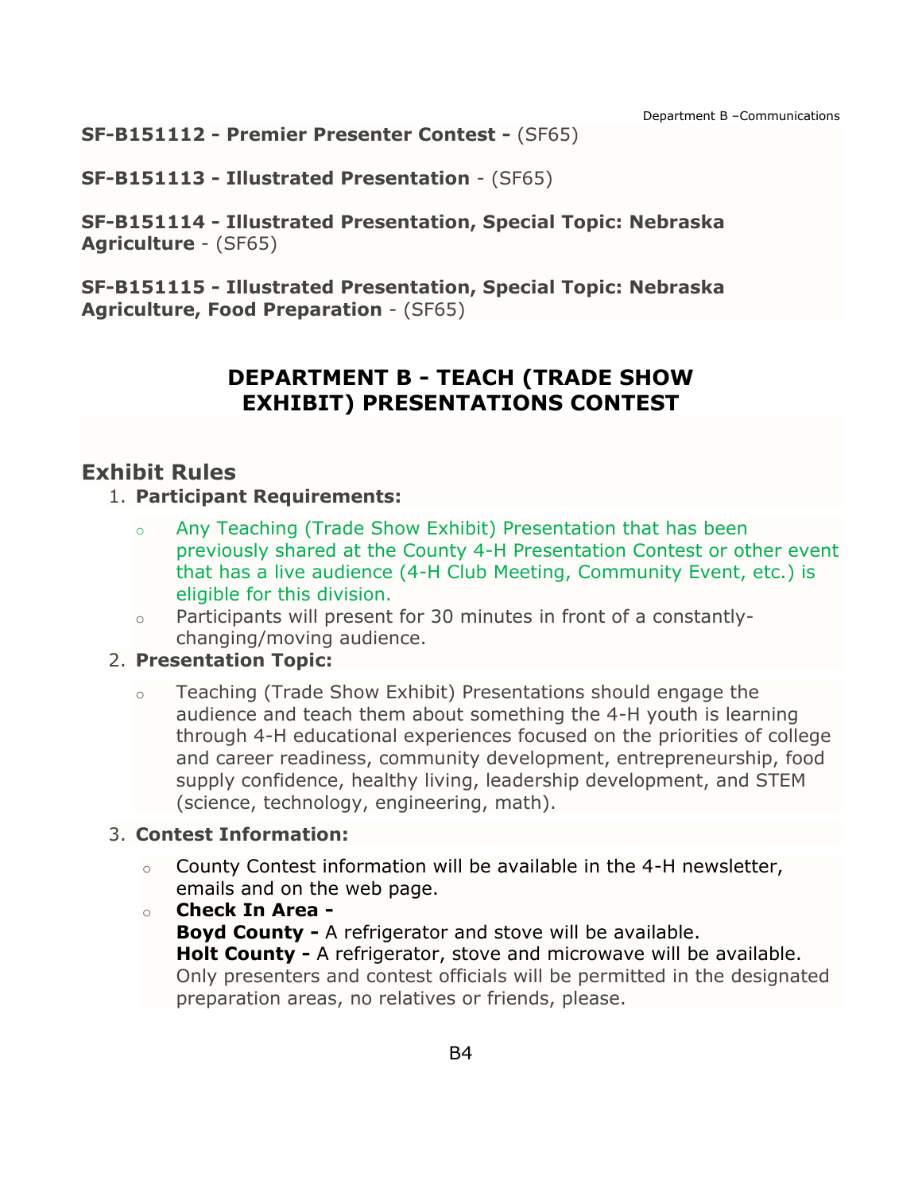**SF-B151112 - Premier Presenter Contest -** (SF65)

**SF-B151113 - Illustrated Presentation** - (SF65)

**SF-B151114 - Illustrated Presentation, Special Topic: Nebraska Agriculture** - (SF65)

**SF-B151115 - Illustrated Presentation, Special Topic: Nebraska Agriculture, Food Preparation** - (SF65)

## DEPARTMENT B - TEACH (TRADE SHOW EXHIBIT) PRESENTATIONS CONTEST

### Exhibit Rules

1. **Participant Requirements:**
   - Any Teaching (Trade Show Exhibit) Presentation that has been previously shared at the County 4-H Presentation Contest or other event that has a live audience (4-H Club Meeting, Community Event, etc.) is eligible for this division.
   - Participants will present for 30 minutes in front of a constantly-changing/moving audience.
2. **Presentation Topic:**
   - Teaching (Trade Show Exhibit) Presentations should engage the audience and teach them about something the 4-H youth is learning through 4-H educational experiences focused on the priorities of college and career readiness, community development, entrepreneurship, food supply confidence, healthy living, leadership development, and STEM (science, technology, engineering, math).
3. **Contest Information:**
   - County Contest information will be available in the 4-H newsletter, emails and on the web page.
   - **Check In Area -**
     **Boyd County -** A refrigerator and stove will be available.
     **Holt County -** A refrigerator, stove and microwave will be available.
     Only presenters and contest officials will be permitted in the designated preparation areas, no relatives or friends, please.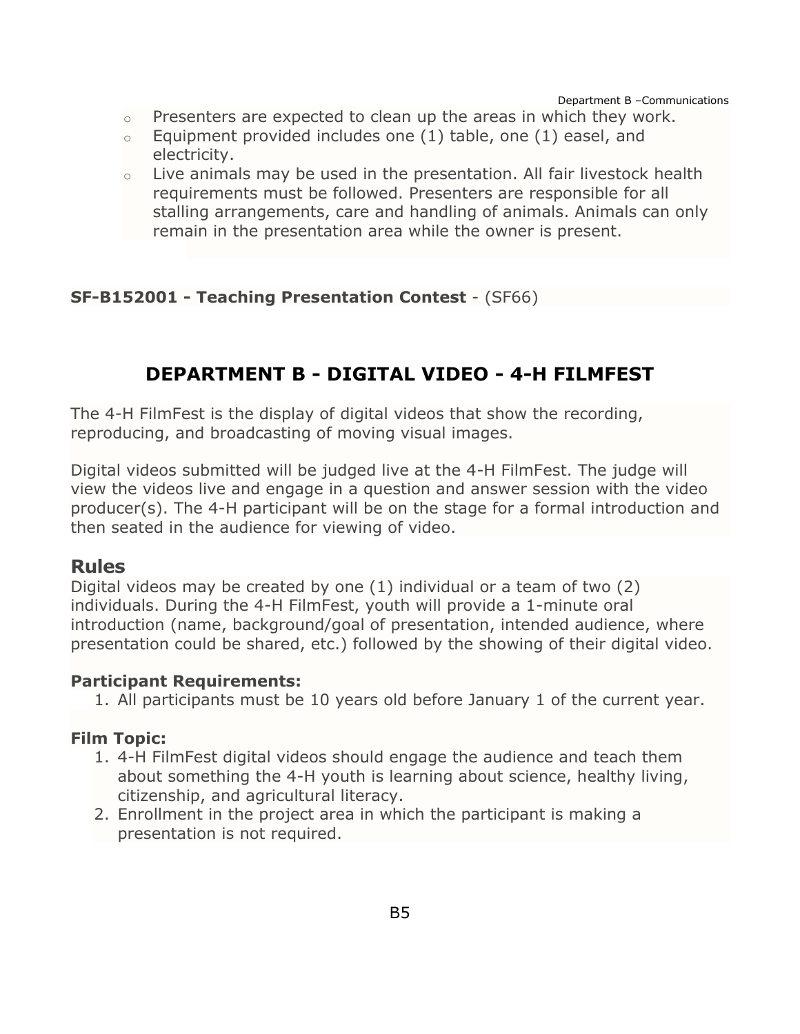- Presenters are expected to clean up the areas in which they work.
- Equipment provided includes one (1) table, one (1) easel, and electricity.
- Live animals may be used in the presentation. All fair livestock health requirements must be followed. Presenters are responsible for all stalling arrangements, care and handling of animals. Animals can only remain in the presentation area while the owner is present.

**SF-B152001 - Teaching Presentation Contest** - (SF66)

# DEPARTMENT B - DIGITAL VIDEO - 4-H FILMFEST

The 4-H FilmFest is the display of digital videos that show the recording, reproducing, and broadcasting of moving visual images.

Digital videos submitted will be judged live at the 4-H FilmFest. The judge will view the videos live and engage in a question and answer session with the video producer(s). The 4-H participant will be on the stage for a formal introduction and then seated in the audience for viewing of video.

## Rules

Digital videos may be created by one (1) individual or a team of two (2) individuals. During the 4-H FilmFest, youth will provide a 1-minute oral introduction (name, background/goal of presentation, intended audience, where presentation could be shared, etc.) followed by the showing of their digital video.

**Participant Requirements:**

1. All participants must be 10 years old before January 1 of the current year.

**Film Topic:**

1. 4-H FilmFest digital videos should engage the audience and teach them about something the 4-H youth is learning about science, healthy living, citizenship, and agricultural literacy.
2. Enrollment in the project area in which the participant is making a presentation is not required.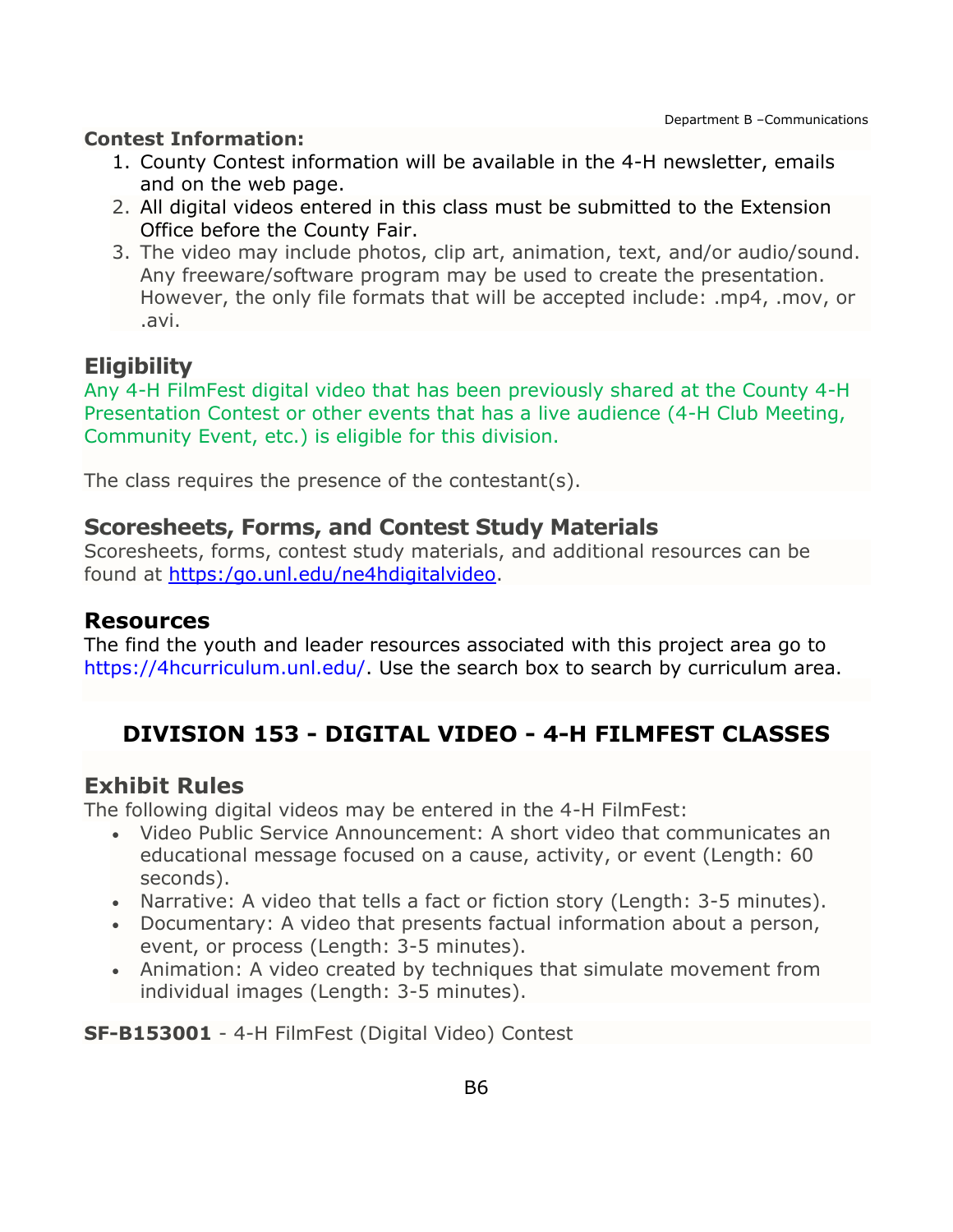**Contest Information:**

1. County Contest information will be available in the 4-H newsletter, emails and on the web page.
2. All digital videos entered in this class must be submitted to the Extension Office before the County Fair.
3. The video may include photos, clip art, animation, text, and/or audio/sound. Any freeware/software program may be used to create the presentation. However, the only file formats that will be accepted include: .mp4, .mov, or .avi.

### Eligibility

Any 4-H FilmFest digital video that has been previously shared at the County 4-H Presentation Contest or other events that has a live audience (4-H Club Meeting, Community Event, etc.) is eligible for this division.

The class requires the presence of the contestant(s).

### Scoresheets, Forms, and Contest Study Materials

Scoresheets, forms, contest study materials, and additional resources can be found at https:/go.unl.edu/ne4hdigitalvideo.

### Resources

The find the youth and leader resources associated with this project area go to https://4hcurriculum.unl.edu/. Use the search box to search by curriculum area.

## DIVISION 153 - DIGITAL VIDEO - 4-H FILMFEST CLASSES

### Exhibit Rules

The following digital videos may be entered in the 4-H FilmFest:

- Video Public Service Announcement: A short video that communicates an educational message focused on a cause, activity, or event (Length: 60 seconds).
- Narrative: A video that tells a fact or fiction story (Length: 3-5 minutes).
- Documentary: A video that presents factual information about a person, event, or process (Length: 3-5 minutes).
- Animation: A video created by techniques that simulate movement from individual images (Length: 3-5 minutes).

**SF-B153001** - 4-H FilmFest (Digital Video) Contest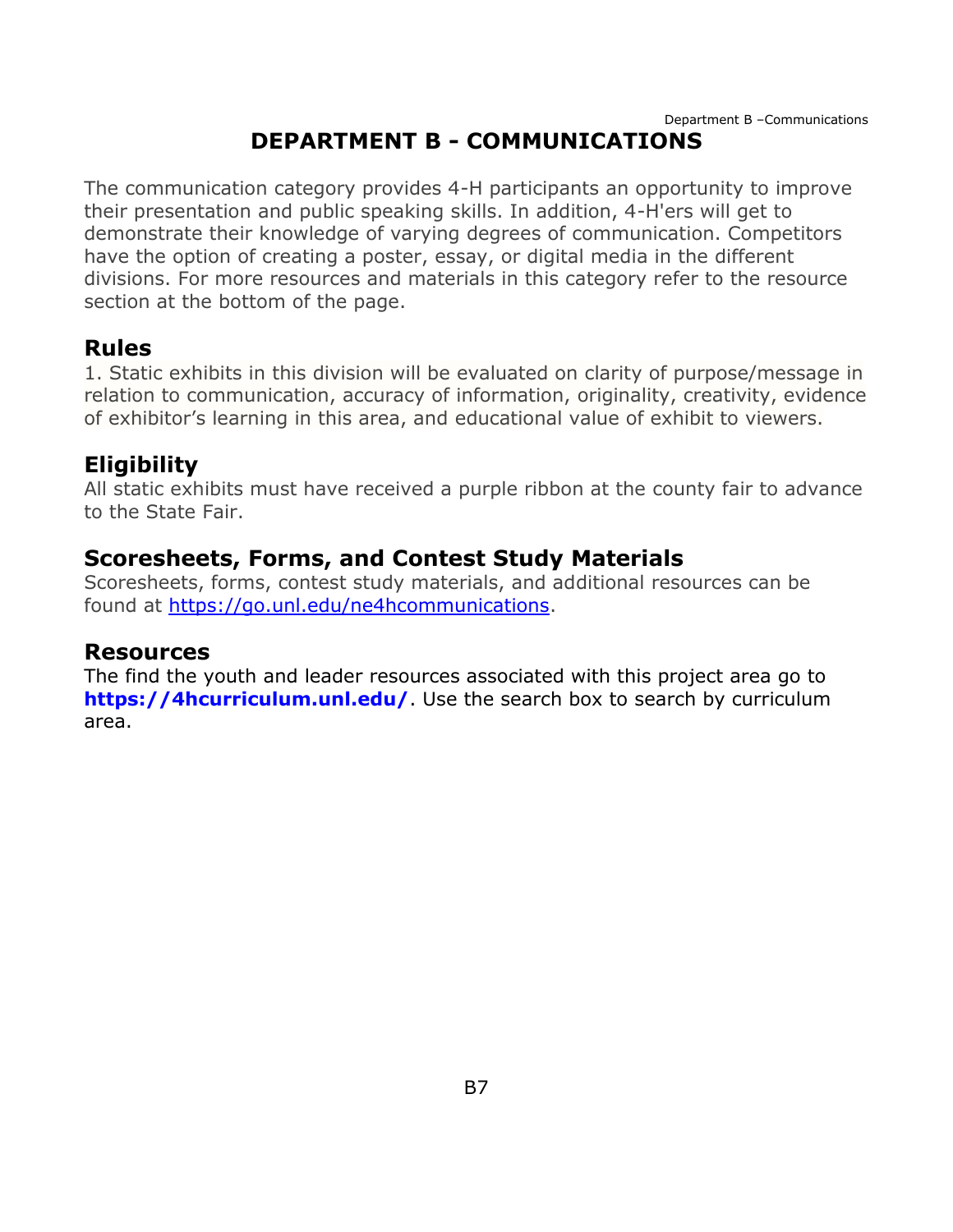# DEPARTMENT B - COMMUNICATIONS

The communication category provides 4-H participants an opportunity to improve their presentation and public speaking skills. In addition, 4-H'ers will get to demonstrate their knowledge of varying degrees of communication. Competitors have the option of creating a poster, essay, or digital media in the different divisions. For more resources and materials in this category refer to the resource section at the bottom of the page.

## Rules

1. Static exhibits in this division will be evaluated on clarity of purpose/message in relation to communication, accuracy of information, originality, creativity, evidence of exhibitor's learning in this area, and educational value of exhibit to viewers.

## Eligibility

All static exhibits must have received a purple ribbon at the county fair to advance to the State Fair.

## Scoresheets, Forms, and Contest Study Materials

Scoresheets, forms, contest study materials, and additional resources can be found at https://go.unl.edu/ne4hcommunications.

## Resources

The find the youth and leader resources associated with this project area go to **https://4hcurriculum.unl.edu/**. Use the search box to search by curriculum area.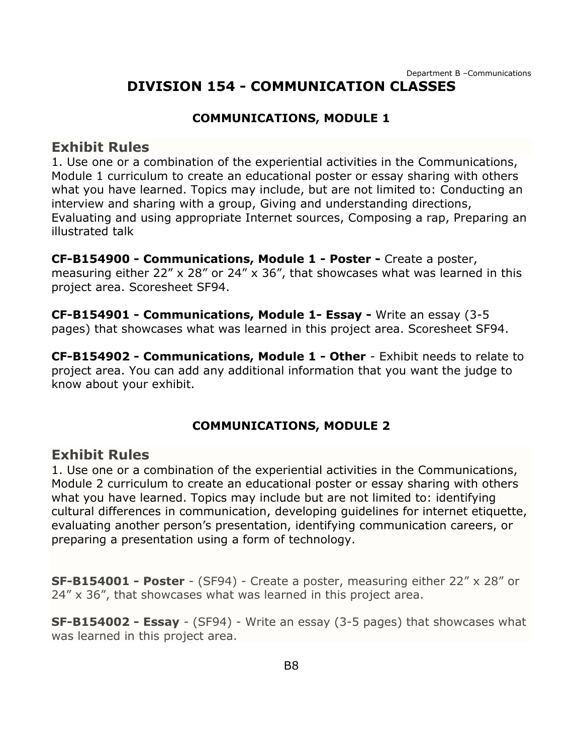# DIVISION 154 - COMMUNICATION CLASSES

### COMMUNICATIONS, MODULE 1

## Exhibit Rules

1. Use one or a combination of the experiential activities in the Communications, Module 1 curriculum to create an educational poster or essay sharing with others what you have learned. Topics may include, but are not limited to: Conducting an interview and sharing with a group, Giving and understanding directions, Evaluating and using appropriate Internet sources, Composing a rap, Preparing an illustrated talk

**CF-B154900 - Communications, Module 1 - Poster -** Create a poster, measuring either 22” x 28” or 24” x 36”, that showcases what was learned in this project area. Scoresheet SF94.

**CF-B154901 - Communications, Module 1- Essay -** Write an essay (3-5 pages) that showcases what was learned in this project area. Scoresheet SF94.

**CF-B154902 - Communications, Module 1 - Other** - Exhibit needs to relate to project area. You can add any additional information that you want the judge to know about your exhibit.

### COMMUNICATIONS, MODULE 2

## Exhibit Rules

1. Use one or a combination of the experiential activities in the Communications, Module 2 curriculum to create an educational poster or essay sharing with others what you have learned. Topics may include but are not limited to: identifying cultural differences in communication, developing guidelines for internet etiquette, evaluating another person’s presentation, identifying communication careers, or preparing a presentation using a form of technology.

**SF-B154001 - Poster** - (SF94) - Create a poster, measuring either 22” x 28” or 24” x 36”, that showcases what was learned in this project area.

**SF-B154002 - Essay** - (SF94) - Write an essay (3-5 pages) that showcases what was learned in this project area.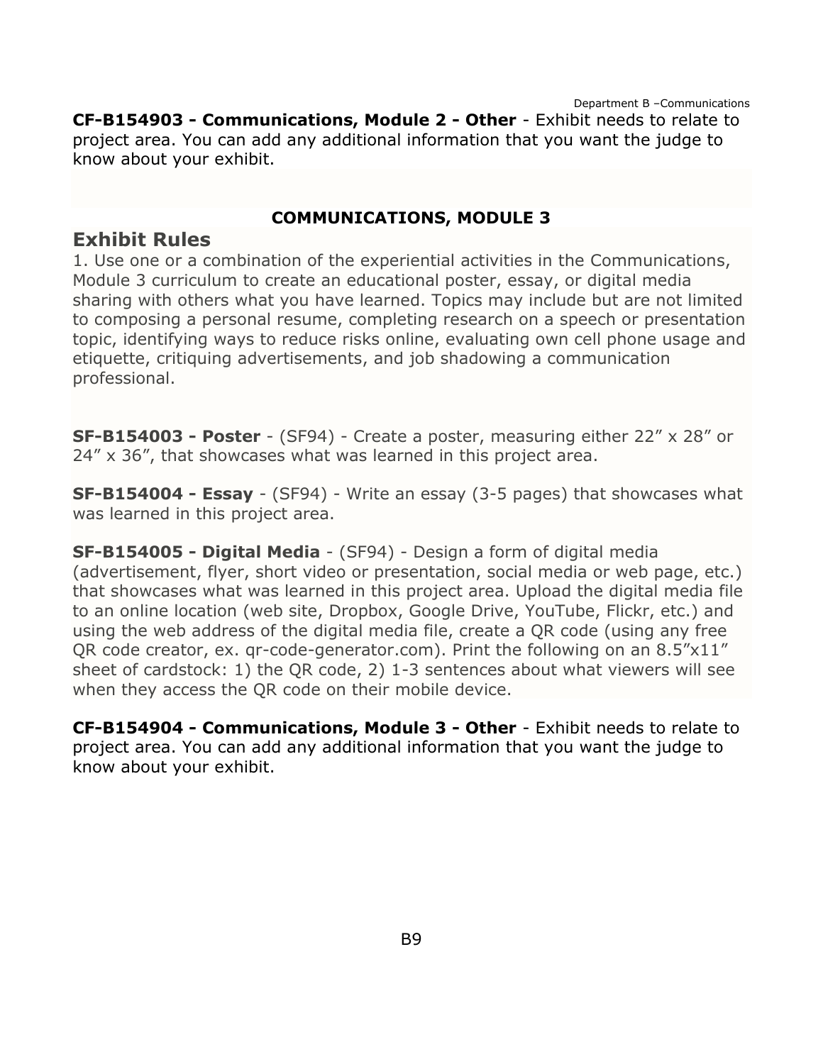**CF-B154903 - Communications, Module 2 - Other** - Exhibit needs to relate to project area. You can add any additional information that you want the judge to know about your exhibit.

**COMMUNICATIONS, MODULE 3**

## Exhibit Rules

1. Use one or a combination of the experiential activities in the Communications, Module 3 curriculum to create an educational poster, essay, or digital media sharing with others what you have learned. Topics may include but are not limited to composing a personal resume, completing research on a speech or presentation topic, identifying ways to reduce risks online, evaluating own cell phone usage and etiquette, critiquing advertisements, and job shadowing a communication professional.

**SF-B154003 - Poster** - (SF94) - Create a poster, measuring either 22" x 28" or 24" x 36", that showcases what was learned in this project area.

**SF-B154004 - Essay** - (SF94) - Write an essay (3-5 pages) that showcases what was learned in this project area.

**SF-B154005 - Digital Media** - (SF94) - Design a form of digital media (advertisement, flyer, short video or presentation, social media or web page, etc.) that showcases what was learned in this project area. Upload the digital media file to an online location (web site, Dropbox, Google Drive, YouTube, Flickr, etc.) and using the web address of the digital media file, create a QR code (using any free QR code creator, ex. qr-code-generator.com). Print the following on an 8.5"x11" sheet of cardstock: 1) the QR code, 2) 1-3 sentences about what viewers will see when they access the QR code on their mobile device.

**CF-B154904 - Communications, Module 3 - Other** - Exhibit needs to relate to project area. You can add any additional information that you want the judge to know about your exhibit.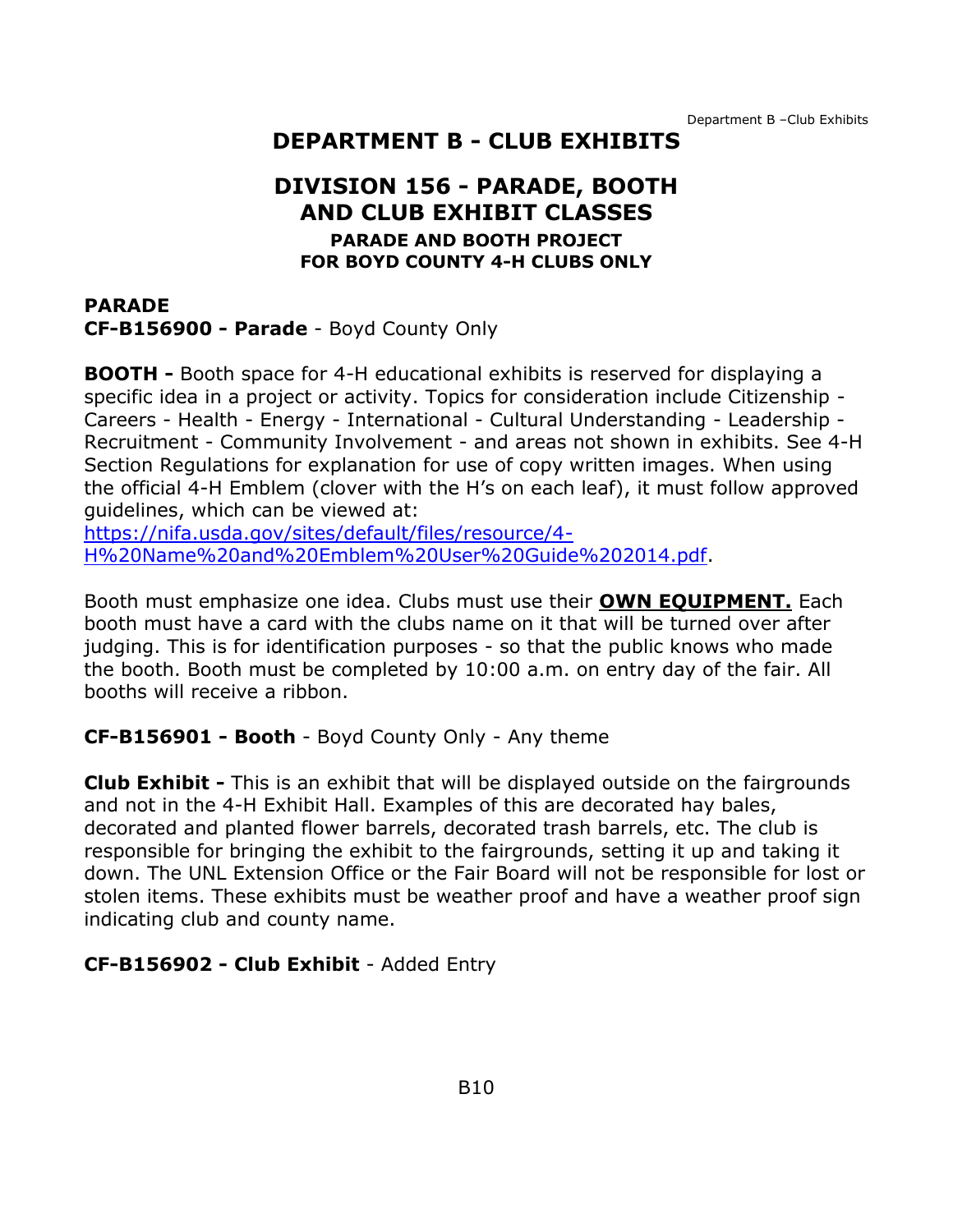# DEPARTMENT B - CLUB EXHIBITS

## DIVISION 156 - PARADE, BOOTH AND CLUB EXHIBIT CLASSES

### PARADE AND BOOTH PROJECT FOR BOYD COUNTY 4-H CLUBS ONLY

**PARADE**

**CF-B156900 - Parade** - Boyd County Only

**BOOTH -** Booth space for 4-H educational exhibits is reserved for displaying a specific idea in a project or activity. Topics for consideration include Citizenship - Careers - Health - Energy - International - Cultural Understanding - Leadership - Recruitment - Community Involvement - and areas not shown in exhibits. See 4-H Section Regulations for explanation for use of copy written images. When using the official 4-H Emblem (clover with the H's on each leaf), it must follow approved guidelines, which can be viewed at: [https://nifa.usda.gov/sites/default/files/resource/4-H%20Name%20and%20Emblem%20User%20Guide%202014.pdf](https://nifa.usda.gov/sites/default/files/resource/4-H%20Name%20and%20Emblem%20User%20Guide%202014.pdf).

Booth must emphasize one idea. Clubs must use their **OWN EQUIPMENT.** Each booth must have a card with the clubs name on it that will be turned over after judging. This is for identification purposes - so that the public knows who made the booth. Booth must be completed by 10:00 a.m. on entry day of the fair. All booths will receive a ribbon.

**CF-B156901 - Booth** - Boyd County Only - Any theme

**Club Exhibit -** This is an exhibit that will be displayed outside on the fairgrounds and not in the 4-H Exhibit Hall. Examples of this are decorated hay bales, decorated and planted flower barrels, decorated trash barrels, etc. The club is responsible for bringing the exhibit to the fairgrounds, setting it up and taking it down. The UNL Extension Office or the Fair Board will not be responsible for lost or stolen items. These exhibits must be weather proof and have a weather proof sign indicating club and county name.

**CF-B156902 - Club Exhibit** - Added Entry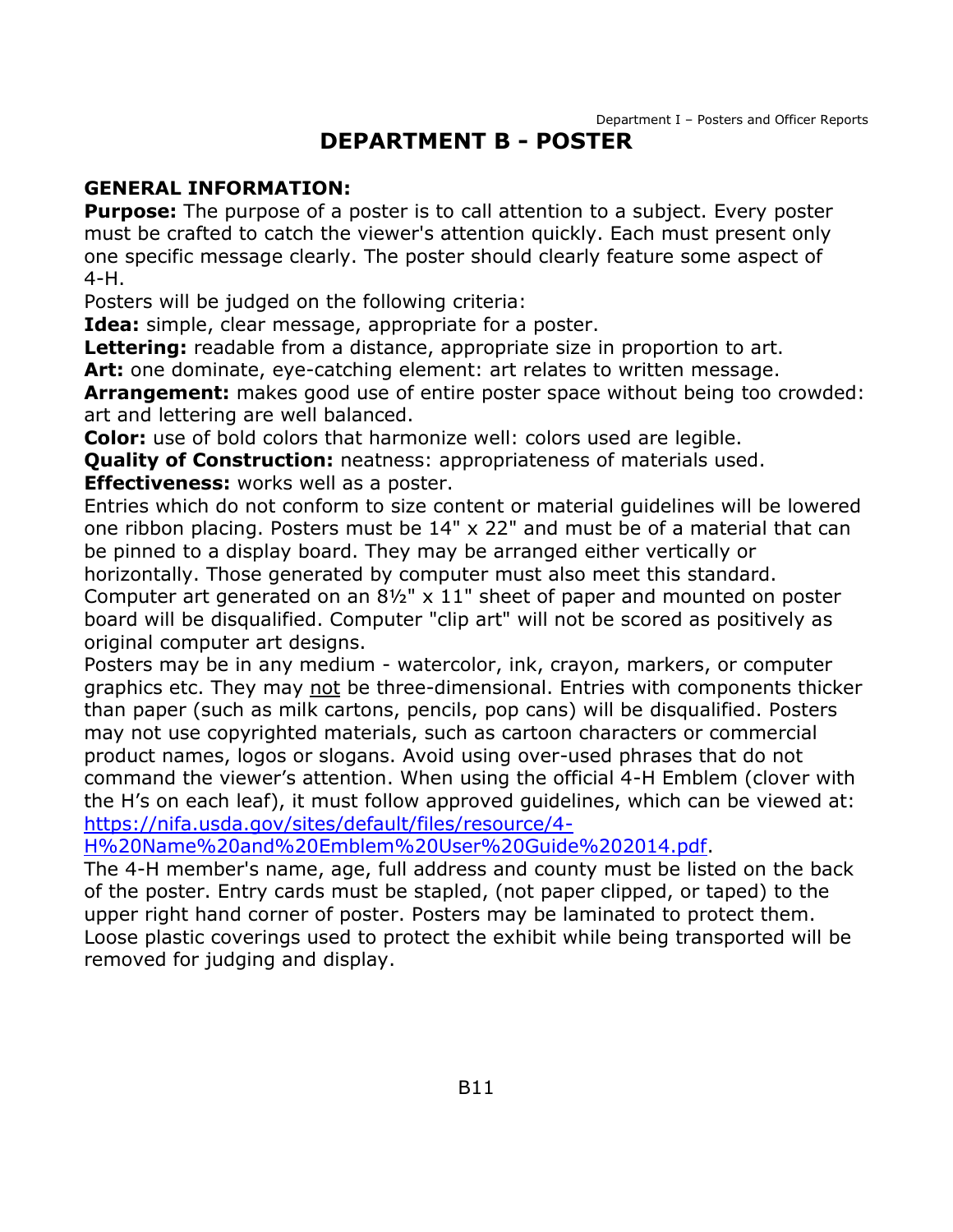# DEPARTMENT B - POSTER

**GENERAL INFORMATION:**

**Purpose:** The purpose of a poster is to call attention to a subject. Every poster must be crafted to catch the viewer's attention quickly. Each must present only one specific message clearly. The poster should clearly feature some aspect of 4-H.

Posters will be judged on the following criteria:

**Idea:** simple, clear message, appropriate for a poster.

**Lettering:** readable from a distance, appropriate size in proportion to art.

**Art:** one dominate, eye-catching element: art relates to written message.

**Arrangement:** makes good use of entire poster space without being too crowded: art and lettering are well balanced.

**Color:** use of bold colors that harmonize well: colors used are legible.

**Quality of Construction:** neatness: appropriateness of materials used.

**Effectiveness:** works well as a poster.

Entries which do not conform to size content or material guidelines will be lowered one ribbon placing. Posters must be 14" x 22" and must be of a material that can be pinned to a display board. They may be arranged either vertically or horizontally. Those generated by computer must also meet this standard. Computer art generated on an 8½" x 11" sheet of paper and mounted on poster board will be disqualified. Computer "clip art" will not be scored as positively as original computer art designs.

Posters may be in any medium - watercolor, ink, crayon, markers, or computer graphics etc. They may <u>not</u> be three-dimensional. Entries with components thicker than paper (such as milk cartons, pencils, pop cans) will be disqualified. Posters may not use copyrighted materials, such as cartoon characters or commercial product names, logos or slogans. Avoid using over-used phrases that do not command the viewer's attention. When using the official 4-H Emblem (clover with the H's on each leaf), it must follow approved guidelines, which can be viewed at: [https://nifa.usda.gov/sites/default/files/resource/4-H%20Name%20and%20Emblem%20User%20Guide%202014.pdf](https://nifa.usda.gov/sites/default/files/resource/4-H%20Name%20and%20Emblem%20User%20Guide%202014.pdf).

The 4-H member's name, age, full address and county must be listed on the back of the poster. Entry cards must be stapled, (not paper clipped, or taped) to the upper right hand corner of poster. Posters may be laminated to protect them. Loose plastic coverings used to protect the exhibit while being transported will be removed for judging and display.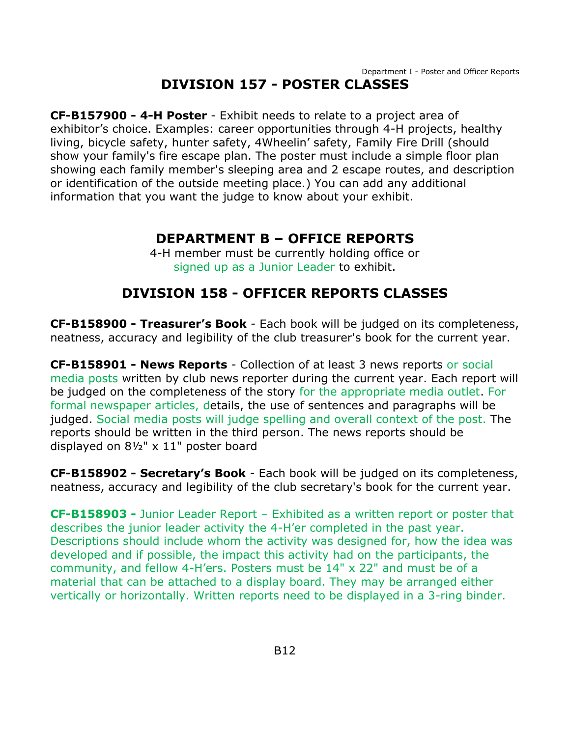# DIVISION 157 - POSTER CLASSES

**CF-B157900 - 4-H Poster** - Exhibit needs to relate to a project area of exhibitor's choice. Examples: career opportunities through 4-H projects, healthy living, bicycle safety, hunter safety, 4Wheelin' safety, Family Fire Drill (should show your family's fire escape plan. The poster must include a simple floor plan showing each family member's sleeping area and 2 escape routes, and description or identification of the outside meeting place.) You can add any additional information that you want the judge to know about your exhibit.

# DEPARTMENT B – OFFICE REPORTS

4-H member must be currently holding office or signed up as a Junior Leader to exhibit.

# DIVISION 158 - OFFICER REPORTS CLASSES

**CF-B158900 - Treasurer's Book** - Each book will be judged on its completeness, neatness, accuracy and legibility of the club treasurer's book for the current year.

**CF-B158901 - News Reports** - Collection of at least 3 news reports or social media posts written by club news reporter during the current year. Each report will be judged on the completeness of the story for the appropriate media outlet. For formal newspaper articles, details, the use of sentences and paragraphs will be judged. Social media posts will judge spelling and overall context of the post. The reports should be written in the third person. The news reports should be displayed on 8½" x 11" poster board

**CF-B158902 - Secretary's Book** - Each book will be judged on its completeness, neatness, accuracy and legibility of the club secretary's book for the current year.

**CF-B158903 -** Junior Leader Report – Exhibited as a written report or poster that describes the junior leader activity the 4-H'er completed in the past year. Descriptions should include whom the activity was designed for, how the idea was developed and if possible, the impact this activity had on the participants, the community, and fellow 4-H'ers. Posters must be 14" x 22" and must be of a material that can be attached to a display board. They may be arranged either vertically or horizontally. Written reports need to be displayed in a 3-ring binder.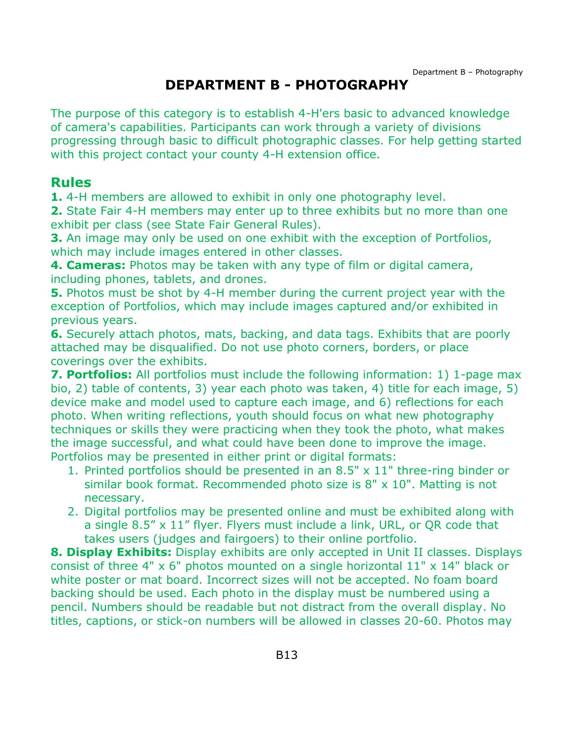# DEPARTMENT B - PHOTOGRAPHY

The purpose of this category is to establish 4-H'ers basic to advanced knowledge of camera's capabilities. Participants can work through a variety of divisions progressing through basic to difficult photographic classes. For help getting started with this project contact your county 4-H extension office.

## Rules

**1.** 4-H members are allowed to exhibit in only one photography level.
**2.** State Fair 4-H members may enter up to three exhibits but no more than one exhibit per class (see State Fair General Rules).
**3.** An image may only be used on one exhibit with the exception of Portfolios, which may include images entered in other classes.
**4. Cameras:** Photos may be taken with any type of film or digital camera, including phones, tablets, and drones.
**5.** Photos must be shot by 4-H member during the current project year with the exception of Portfolios, which may include images captured and/or exhibited in previous years.
**6.** Securely attach photos, mats, backing, and data tags. Exhibits that are poorly attached may be disqualified. Do not use photo corners, borders, or place coverings over the exhibits.
**7. Portfolios:** All portfolios must include the following information: 1) 1-page max bio, 2) table of contents, 3) year each photo was taken, 4) title for each image, 5) device make and model used to capture each image, and 6) reflections for each photo. When writing reflections, youth should focus on what new photography techniques or skills they were practicing when they took the photo, what makes the image successful, and what could have been done to improve the image. Portfolios may be presented in either print or digital formats:

1. Printed portfolios should be presented in an 8.5" x 11" three-ring binder or similar book format. Recommended photo size is 8" x 10". Matting is not necessary.
2. Digital portfolios may be presented online and must be exhibited along with a single 8.5" x 11" flyer. Flyers must include a link, URL, or QR code that takes users (judges and fairgoers) to their online portfolio.

**8. Display Exhibits:** Display exhibits are only accepted in Unit II classes. Displays consist of three 4" x 6" photos mounted on a single horizontal 11" x 14" black or white poster or mat board. Incorrect sizes will not be accepted. No foam board backing should be used. Each photo in the display must be numbered using a pencil. Numbers should be readable but not distract from the overall display. No titles, captions, or stick-on numbers will be allowed in classes 20-60. Photos may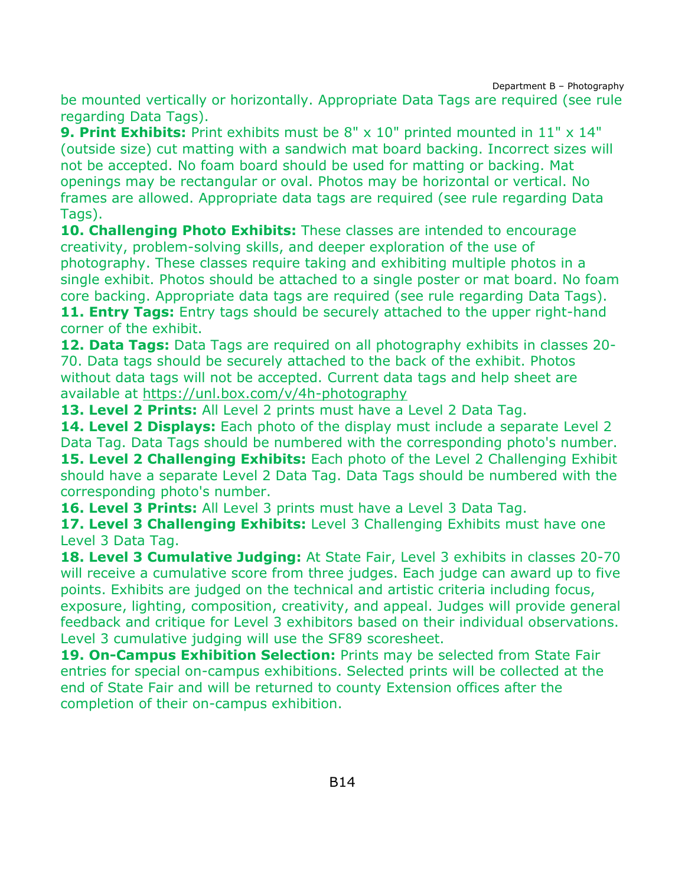be mounted vertically or horizontally. Appropriate Data Tags are required (see rule regarding Data Tags).

**9. Print Exhibits:** Print exhibits must be 8" x 10" printed mounted in 11" x 14" (outside size) cut matting with a sandwich mat board backing. Incorrect sizes will not be accepted. No foam board should be used for matting or backing. Mat openings may be rectangular or oval. Photos may be horizontal or vertical. No frames are allowed. Appropriate data tags are required (see rule regarding Data Tags).

**10. Challenging Photo Exhibits:** These classes are intended to encourage creativity, problem-solving skills, and deeper exploration of the use of photography. These classes require taking and exhibiting multiple photos in a single exhibit. Photos should be attached to a single poster or mat board. No foam core backing. Appropriate data tags are required (see rule regarding Data Tags).

**11. Entry Tags:** Entry tags should be securely attached to the upper right-hand corner of the exhibit.

**12. Data Tags:** Data Tags are required on all photography exhibits in classes 20-70. Data tags should be securely attached to the back of the exhibit. Photos without data tags will not be accepted. Current data tags and help sheet are available at https://unl.box.com/v/4h-photography

**13. Level 2 Prints:** All Level 2 prints must have a Level 2 Data Tag.

**14. Level 2 Displays:** Each photo of the display must include a separate Level 2 Data Tag. Data Tags should be numbered with the corresponding photo's number.

**15. Level 2 Challenging Exhibits:** Each photo of the Level 2 Challenging Exhibit should have a separate Level 2 Data Tag. Data Tags should be numbered with the corresponding photo's number.

**16. Level 3 Prints:** All Level 3 prints must have a Level 3 Data Tag.

**17. Level 3 Challenging Exhibits:** Level 3 Challenging Exhibits must have one Level 3 Data Tag.

**18. Level 3 Cumulative Judging:** At State Fair, Level 3 exhibits in classes 20-70 will receive a cumulative score from three judges. Each judge can award up to five points. Exhibits are judged on the technical and artistic criteria including focus, exposure, lighting, composition, creativity, and appeal. Judges will provide general feedback and critique for Level 3 exhibitors based on their individual observations. Level 3 cumulative judging will use the SF89 scoresheet.

**19. On-Campus Exhibition Selection:** Prints may be selected from State Fair entries for special on-campus exhibitions. Selected prints will be collected at the end of State Fair and will be returned to county Extension offices after the completion of their on-campus exhibition.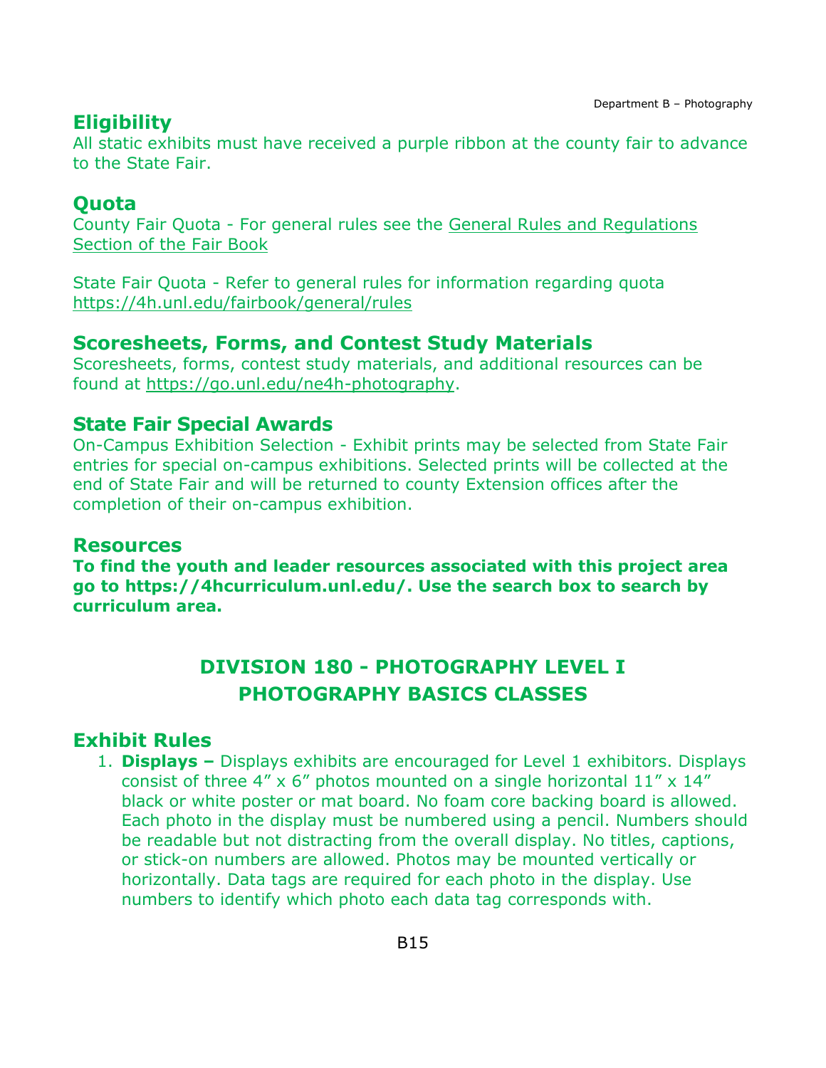## Eligibility

All static exhibits must have received a purple ribbon at the county fair to advance to the State Fair.

## Quota

County Fair Quota - For general rules see the General Rules and Regulations Section of the Fair Book

State Fair Quota - Refer to general rules for information regarding quota https://4h.unl.edu/fairbook/general/rules

## Scoresheets, Forms, and Contest Study Materials

Scoresheets, forms, contest study materials, and additional resources can be found at https://go.unl.edu/ne4h-photography.

## State Fair Special Awards

On-Campus Exhibition Selection - Exhibit prints may be selected from State Fair entries for special on-campus exhibitions. Selected prints will be collected at the end of State Fair and will be returned to county Extension offices after the completion of their on-campus exhibition.

## Resources

**To find the youth and leader resources associated with this project area go to https://4hcurriculum.unl.edu/. Use the search box to search by curriculum area.**

# DIVISION 180 - PHOTOGRAPHY LEVEL I
# PHOTOGRAPHY BASICS CLASSES

## Exhibit Rules

1. **Displays –** Displays exhibits are encouraged for Level 1 exhibitors. Displays consist of three 4" x 6" photos mounted on a single horizontal 11" x 14" black or white poster or mat board. No foam core backing board is allowed. Each photo in the display must be numbered using a pencil. Numbers should be readable but not distracting from the overall display. No titles, captions, or stick-on numbers are allowed. Photos may be mounted vertically or horizontally. Data tags are required for each photo in the display. Use numbers to identify which photo each data tag corresponds with.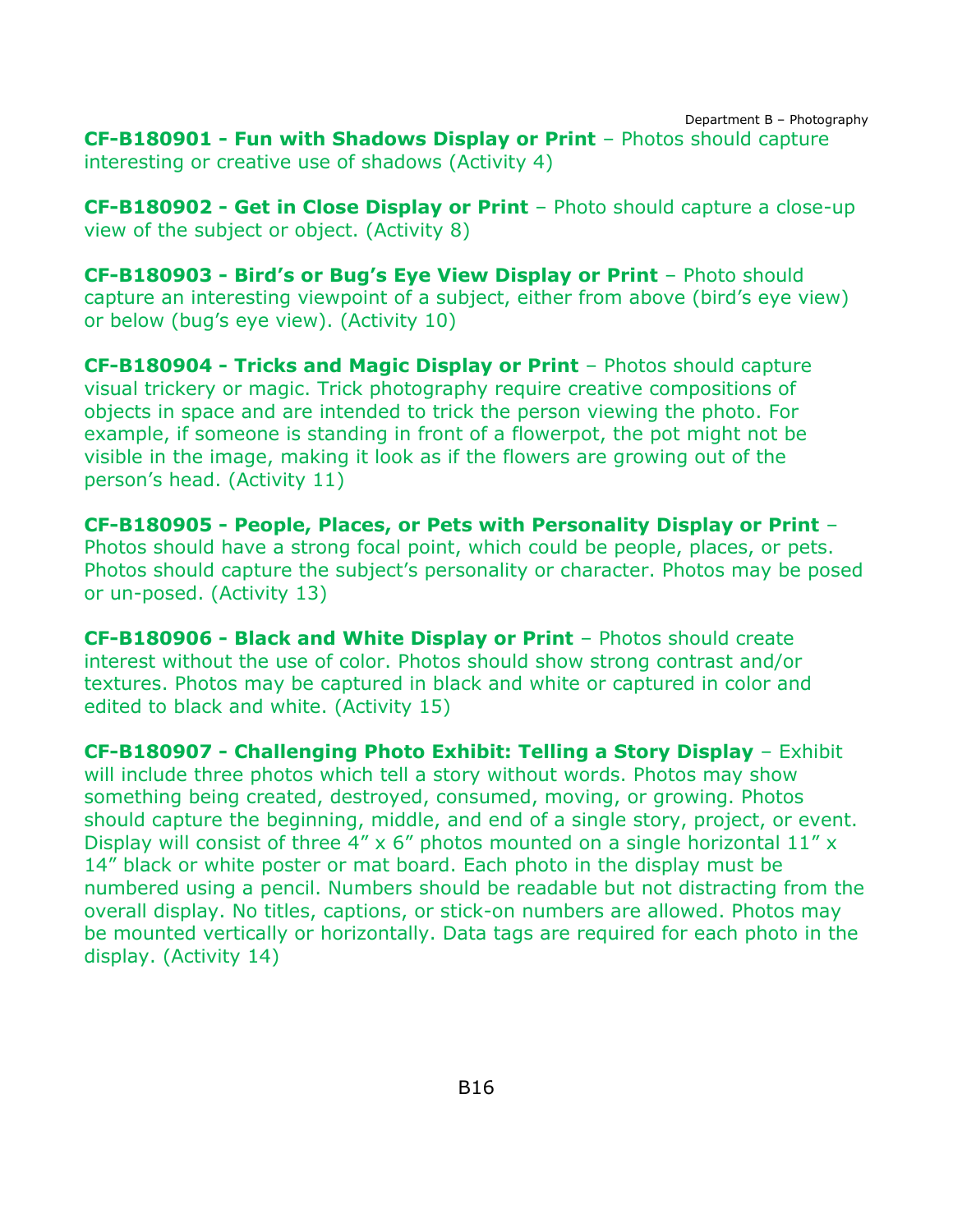**CF-B180901 - Fun with Shadows Display or Print** – Photos should capture interesting or creative use of shadows (Activity 4)

**CF-B180902 - Get in Close Display or Print** – Photo should capture a close-up view of the subject or object. (Activity 8)

**CF-B180903 - Bird's or Bug's Eye View Display or Print** – Photo should capture an interesting viewpoint of a subject, either from above (bird's eye view) or below (bug's eye view). (Activity 10)

**CF-B180904 - Tricks and Magic Display or Print** – Photos should capture visual trickery or magic. Trick photography require creative compositions of objects in space and are intended to trick the person viewing the photo. For example, if someone is standing in front of a flowerpot, the pot might not be visible in the image, making it look as if the flowers are growing out of the person's head. (Activity 11)

**CF-B180905 - People, Places, or Pets with Personality Display or Print** – Photos should have a strong focal point, which could be people, places, or pets. Photos should capture the subject's personality or character. Photos may be posed or un-posed. (Activity 13)

**CF-B180906 - Black and White Display or Print** – Photos should create interest without the use of color. Photos should show strong contrast and/or textures. Photos may be captured in black and white or captured in color and edited to black and white. (Activity 15)

**CF-B180907 - Challenging Photo Exhibit: Telling a Story Display** – Exhibit will include three photos which tell a story without words. Photos may show something being created, destroyed, consumed, moving, or growing. Photos should capture the beginning, middle, and end of a single story, project, or event. Display will consist of three 4" x 6" photos mounted on a single horizontal 11" x 14" black or white poster or mat board. Each photo in the display must be numbered using a pencil. Numbers should be readable but not distracting from the overall display. No titles, captions, or stick-on numbers are allowed. Photos may be mounted vertically or horizontally. Data tags are required for each photo in the display. (Activity 14)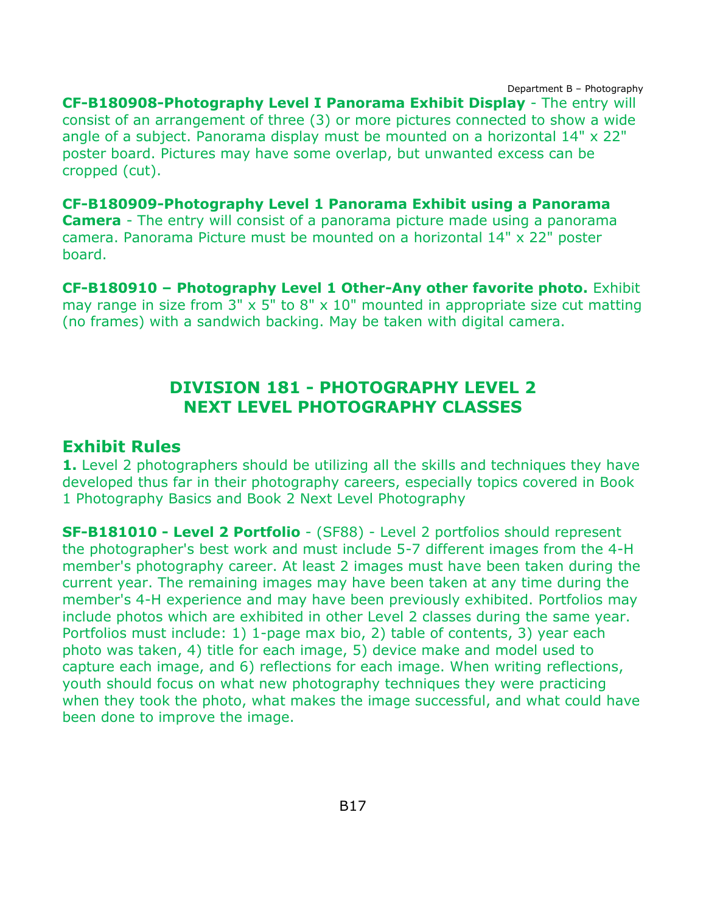**CF-B180908-Photography Level I Panorama Exhibit Display** - The entry will consist of an arrangement of three (3) or more pictures connected to show a wide angle of a subject. Panorama display must be mounted on a horizontal 14" x 22" poster board. Pictures may have some overlap, but unwanted excess can be cropped (cut).

**CF-B180909-Photography Level 1 Panorama Exhibit using a Panorama Camera** - The entry will consist of a panorama picture made using a panorama camera. Panorama Picture must be mounted on a horizontal 14" x 22" poster board.

**CF-B180910 – Photography Level 1 Other-Any other favorite photo.** Exhibit may range in size from 3" x 5" to 8" x 10" mounted in appropriate size cut matting (no frames) with a sandwich backing. May be taken with digital camera.

## DIVISION 181 - PHOTOGRAPHY LEVEL 2 NEXT LEVEL PHOTOGRAPHY CLASSES

### Exhibit Rules

**1.** Level 2 photographers should be utilizing all the skills and techniques they have developed thus far in their photography careers, especially topics covered in Book 1 Photography Basics and Book 2 Next Level Photography

**SF-B181010 - Level 2 Portfolio** - (SF88) - Level 2 portfolios should represent the photographer's best work and must include 5-7 different images from the 4-H member's photography career. At least 2 images must have been taken during the current year. The remaining images may have been taken at any time during the member's 4-H experience and may have been previously exhibited. Portfolios may include photos which are exhibited in other Level 2 classes during the same year. Portfolios must include: 1) 1-page max bio, 2) table of contents, 3) year each photo was taken, 4) title for each image, 5) device make and model used to capture each image, and 6) reflections for each image. When writing reflections, youth should focus on what new photography techniques they were practicing when they took the photo, what makes the image successful, and what could have been done to improve the image.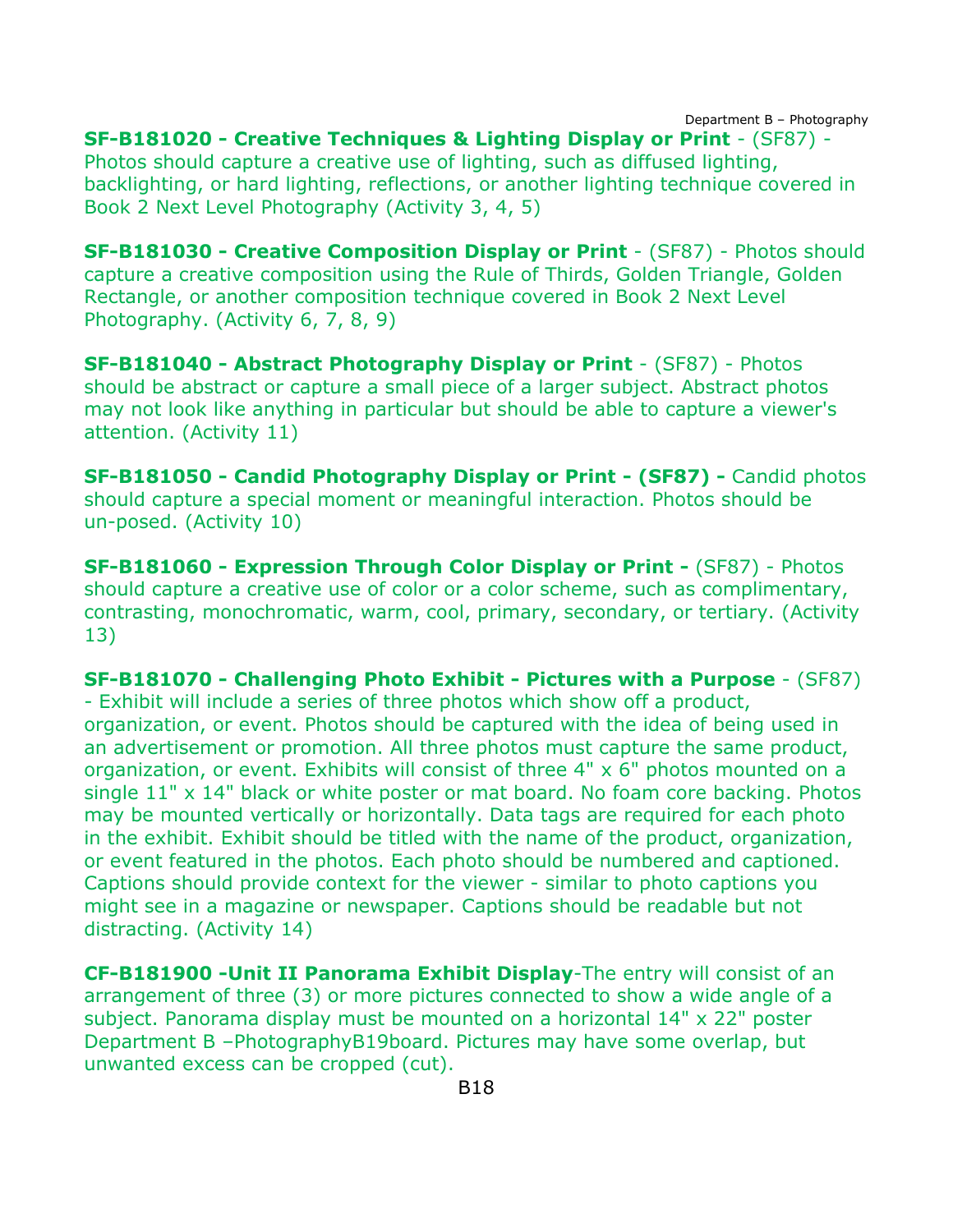**SF-B181020 - Creative Techniques & Lighting Display or Print** - (SF87) - Photos should capture a creative use of lighting, such as diffused lighting, backlighting, or hard lighting, reflections, or another lighting technique covered in Book 2 Next Level Photography (Activity 3, 4, 5)

**SF-B181030 - Creative Composition Display or Print** - (SF87) - Photos should capture a creative composition using the Rule of Thirds, Golden Triangle, Golden Rectangle, or another composition technique covered in Book 2 Next Level Photography. (Activity 6, 7, 8, 9)

**SF-B181040 - Abstract Photography Display or Print** - (SF87) - Photos should be abstract or capture a small piece of a larger subject. Abstract photos may not look like anything in particular but should be able to capture a viewer's attention. (Activity 11)

**SF-B181050 - Candid Photography Display or Print - (SF87) -** Candid photos should capture a special moment or meaningful interaction. Photos should be un-posed. (Activity 10)

**SF-B181060 - Expression Through Color Display or Print -** (SF87) - Photos should capture a creative use of color or a color scheme, such as complimentary, contrasting, monochromatic, warm, cool, primary, secondary, or tertiary. (Activity 13)

**SF-B181070 - Challenging Photo Exhibit - Pictures with a Purpose** - (SF87) - Exhibit will include a series of three photos which show off a product, organization, or event. Photos should be captured with the idea of being used in an advertisement or promotion. All three photos must capture the same product, organization, or event. Exhibits will consist of three 4" x 6" photos mounted on a single 11" x 14" black or white poster or mat board. No foam core backing. Photos may be mounted vertically or horizontally. Data tags are required for each photo in the exhibit. Exhibit should be titled with the name of the product, organization, or event featured in the photos. Each photo should be numbered and captioned. Captions should provide context for the viewer - similar to photo captions you might see in a magazine or newspaper. Captions should be readable but not distracting. (Activity 14)

**CF-B181900 -Unit II Panorama Exhibit Display**-The entry will consist of an arrangement of three (3) or more pictures connected to show a wide angle of a subject. Panorama display must be mounted on a horizontal 14" x 22" poster Department B –PhotographyB19board. Pictures may have some overlap, but unwanted excess can be cropped (cut).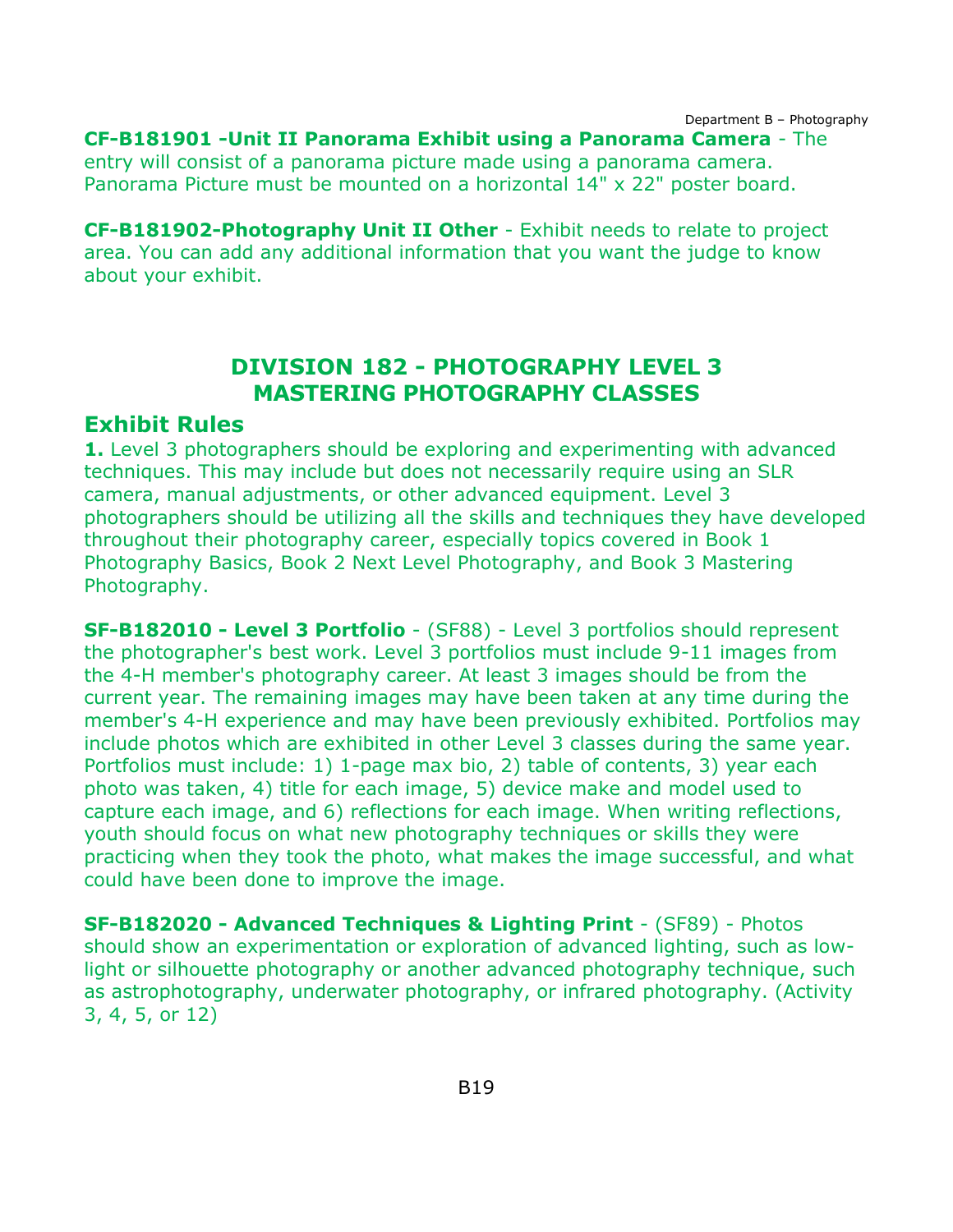**CF-B181901 -Unit II Panorama Exhibit using a Panorama Camera** - The entry will consist of a panorama picture made using a panorama camera. Panorama Picture must be mounted on a horizontal 14" x 22" poster board.

**CF-B181902-Photography Unit II Other** - Exhibit needs to relate to project area. You can add any additional information that you want the judge to know about your exhibit.

## DIVISION 182 - PHOTOGRAPHY LEVEL 3 MASTERING PHOTOGRAPHY CLASSES

### Exhibit Rules

**1.** Level 3 photographers should be exploring and experimenting with advanced techniques. This may include but does not necessarily require using an SLR camera, manual adjustments, or other advanced equipment. Level 3 photographers should be utilizing all the skills and techniques they have developed throughout their photography career, especially topics covered in Book 1 Photography Basics, Book 2 Next Level Photography, and Book 3 Mastering Photography.

**SF-B182010 - Level 3 Portfolio** - (SF88) - Level 3 portfolios should represent the photographer's best work. Level 3 portfolios must include 9-11 images from the 4-H member's photography career. At least 3 images should be from the current year. The remaining images may have been taken at any time during the member's 4-H experience and may have been previously exhibited. Portfolios may include photos which are exhibited in other Level 3 classes during the same year. Portfolios must include: 1) 1-page max bio, 2) table of contents, 3) year each photo was taken, 4) title for each image, 5) device make and model used to capture each image, and 6) reflections for each image. When writing reflections, youth should focus on what new photography techniques or skills they were practicing when they took the photo, what makes the image successful, and what could have been done to improve the image.

**SF-B182020 - Advanced Techniques & Lighting Print** - (SF89) - Photos should show an experimentation or exploration of advanced lighting, such as low-light or silhouette photography or another advanced photography technique, such as astrophotography, underwater photography, or infrared photography. (Activity 3, 4, 5, or 12)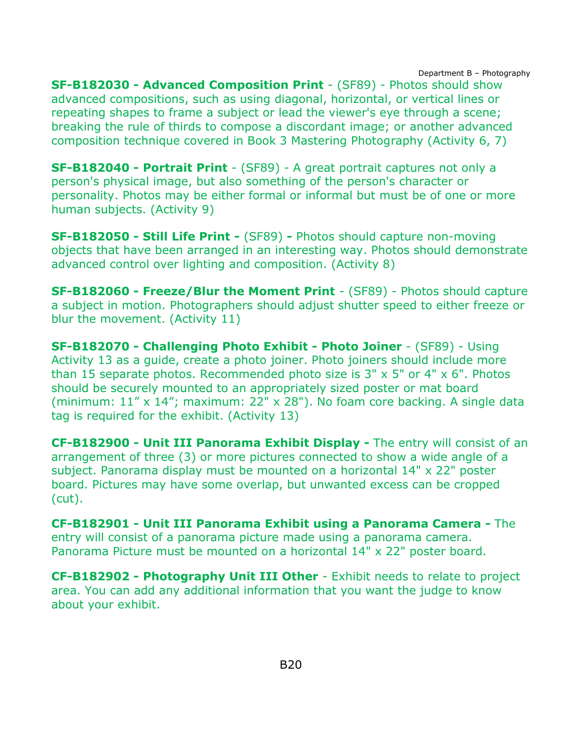**SF-B182030 - Advanced Composition Print** - (SF89) - Photos should show advanced compositions, such as using diagonal, horizontal, or vertical lines or repeating shapes to frame a subject or lead the viewer's eye through a scene; breaking the rule of thirds to compose a discordant image; or another advanced composition technique covered in Book 3 Mastering Photography (Activity 6, 7)

**SF-B182040 - Portrait Print** - (SF89) - A great portrait captures not only a person's physical image, but also something of the person's character or personality. Photos may be either formal or informal but must be of one or more human subjects. (Activity 9)

**SF-B182050 - Still Life Print -** (SF89) **-** Photos should capture non-moving objects that have been arranged in an interesting way. Photos should demonstrate advanced control over lighting and composition. (Activity 8)

**SF-B182060 - Freeze/Blur the Moment Print** - (SF89) - Photos should capture a subject in motion. Photographers should adjust shutter speed to either freeze or blur the movement. (Activity 11)

**SF-B182070 - Challenging Photo Exhibit - Photo Joiner** - (SF89) - Using Activity 13 as a guide, create a photo joiner. Photo joiners should include more than 15 separate photos. Recommended photo size is 3" x 5" or 4" x 6". Photos should be securely mounted to an appropriately sized poster or mat board (minimum: 11" x 14"; maximum: 22" x 28"). No foam core backing. A single data tag is required for the exhibit. (Activity 13)

**CF-B182900 - Unit III Panorama Exhibit Display -** The entry will consist of an arrangement of three (3) or more pictures connected to show a wide angle of a subject. Panorama display must be mounted on a horizontal 14" x 22" poster board. Pictures may have some overlap, but unwanted excess can be cropped (cut).

**CF-B182901 - Unit III Panorama Exhibit using a Panorama Camera -** The entry will consist of a panorama picture made using a panorama camera. Panorama Picture must be mounted on a horizontal 14" x 22" poster board.

**CF-B182902 - Photography Unit III Other** - Exhibit needs to relate to project area. You can add any additional information that you want the judge to know about your exhibit.